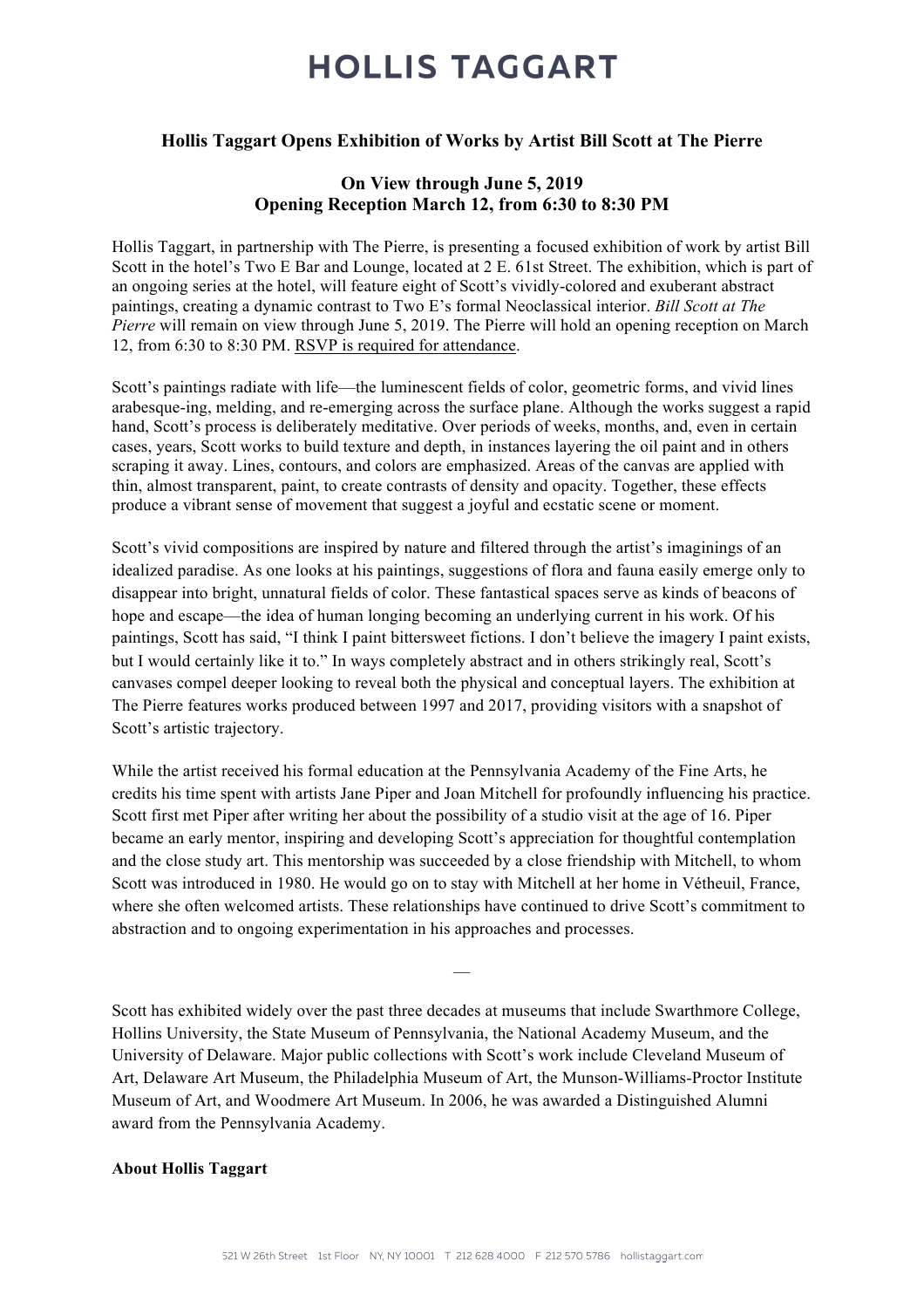# HOLLIS TAGGART

### Hollis Taggart Opens Exhibition of Works by Artist Bill Scott at The Pierre

### On View through June 5, 2019
### Opening Reception March 12, from 6:30 to 8:30 PM

Hollis Taggart, in partnership with The Pierre, is presenting a focused exhibition of work by artist Bill Scott in the hotel's Two E Bar and Lounge, located at 2 E. 61st Street. The exhibition, which is part of an ongoing series at the hotel, will feature eight of Scott's vividly-colored and exuberant abstract paintings, creating a dynamic contrast to Two E's formal Neoclassical interior. *Bill Scott at The Pierre* will remain on view through June 5, 2019. The Pierre will hold an opening reception on March 12, from 6:30 to 8:30 PM. RSVP is required for attendance.

Scott's paintings radiate with life—the luminescent fields of color, geometric forms, and vivid lines arabesque-ing, melding, and re-emerging across the surface plane. Although the works suggest a rapid hand, Scott's process is deliberately meditative. Over periods of weeks, months, and, even in certain cases, years, Scott works to build texture and depth, in instances layering the oil paint and in others scraping it away. Lines, contours, and colors are emphasized. Areas of the canvas are applied with thin, almost transparent, paint, to create contrasts of density and opacity. Together, these effects produce a vibrant sense of movement that suggest a joyful and ecstatic scene or moment.

Scott's vivid compositions are inspired by nature and filtered through the artist's imaginings of an idealized paradise. As one looks at his paintings, suggestions of flora and fauna easily emerge only to disappear into bright, unnatural fields of color. These fantastical spaces serve as kinds of beacons of hope and escape—the idea of human longing becoming an underlying current in his work. Of his paintings, Scott has said, "I think I paint bittersweet fictions. I don't believe the imagery I paint exists, but I would certainly like it to." In ways completely abstract and in others strikingly real, Scott's canvases compel deeper looking to reveal both the physical and conceptual layers. The exhibition at The Pierre features works produced between 1997 and 2017, providing visitors with a snapshot of Scott's artistic trajectory.

While the artist received his formal education at the Pennsylvania Academy of the Fine Arts, he credits his time spent with artists Jane Piper and Joan Mitchell for profoundly influencing his practice. Scott first met Piper after writing her about the possibility of a studio visit at the age of 16. Piper became an early mentor, inspiring and developing Scott's appreciation for thoughtful contemplation and the close study art. This mentorship was succeeded by a close friendship with Mitchell, to whom Scott was introduced in 1980. He would go on to stay with Mitchell at her home in Vétheuil, France, where she often welcomed artists. These relationships have continued to drive Scott's commitment to abstraction and to ongoing experimentation in his approaches and processes.

—

Scott has exhibited widely over the past three decades at museums that include Swarthmore College, Hollins University, the State Museum of Pennsylvania, the National Academy Museum, and the University of Delaware. Major public collections with Scott's work include Cleveland Museum of Art, Delaware Art Museum, the Philadelphia Museum of Art, the Munson-Williams-Proctor Institute Museum of Art, and Woodmere Art Museum. In 2006, he was awarded a Distinguished Alumni award from the Pennsylvania Academy.

**About Hollis Taggart**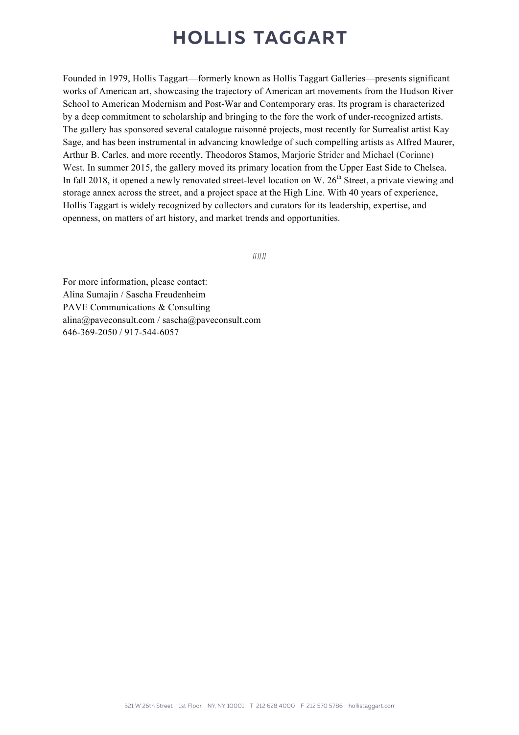# HOLLIS TAGGART

Founded in 1979, Hollis Taggart—formerly known as Hollis Taggart Galleries—presents significant works of American art, showcasing the trajectory of American art movements from the Hudson River School to American Modernism and Post-War and Contemporary eras. Its program is characterized by a deep commitment to scholarship and bringing to the fore the work of under-recognized artists. The gallery has sponsored several catalogue raisonné projects, most recently for Surrealist artist Kay Sage, and has been instrumental in advancing knowledge of such compelling artists as Alfred Maurer, Arthur B. Carles, and more recently, Theodoros Stamos, Marjorie Strider and Michael (Corinne) West. In summer 2015, the gallery moved its primary location from the Upper East Side to Chelsea. In fall 2018, it opened a newly renovated street-level location on W. 26th Street, a private viewing and storage annex across the street, and a project space at the High Line. With 40 years of experience, Hollis Taggart is widely recognized by collectors and curators for its leadership, expertise, and openness, on matters of art history, and market trends and opportunities.

###

For more information, please contact:
Alina Sumajin / Sascha Freudenheim
PAVE Communications & Consulting
alina@paveconsult.com / sascha@paveconsult.com
646-369-2050 / 917-544-6057